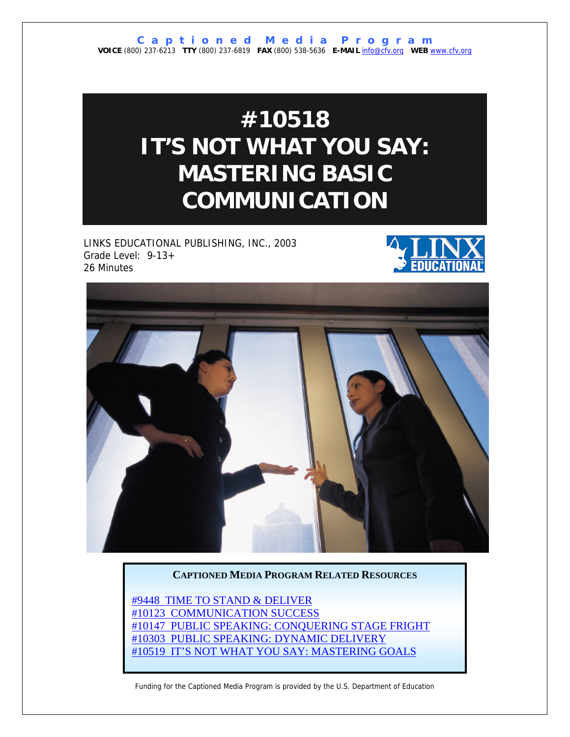**Captioned Media Program**

**VOICE** (800) 237-6213 **TTY** (800) 237-6819 **FAX** (800) 538-5636 **E-MAIL** info@cfv.org **WEB** www.cfv.org

# #10518 IT'S NOT WHAT YOU SAY: MASTERING BASIC COMMUNICATION

LINKS EDUCATIONAL PUBLISHING, INC., 2003
Grade Level: 9-13+
26 Minutes

**CAPTIONED MEDIA PROGRAM RELATED RESOURCES**

#9448 TIME TO STAND & DELIVER
#10123 COMMUNICATION SUCCESS
#10147 PUBLIC SPEAKING: CONQUERING STAGE FRIGHT
#10303 PUBLIC SPEAKING: DYNAMIC DELIVERY
#10519 IT'S NOT WHAT YOU SAY: MASTERING GOALS

Funding for the Captioned Media Program is provided by the U.S. Department of Education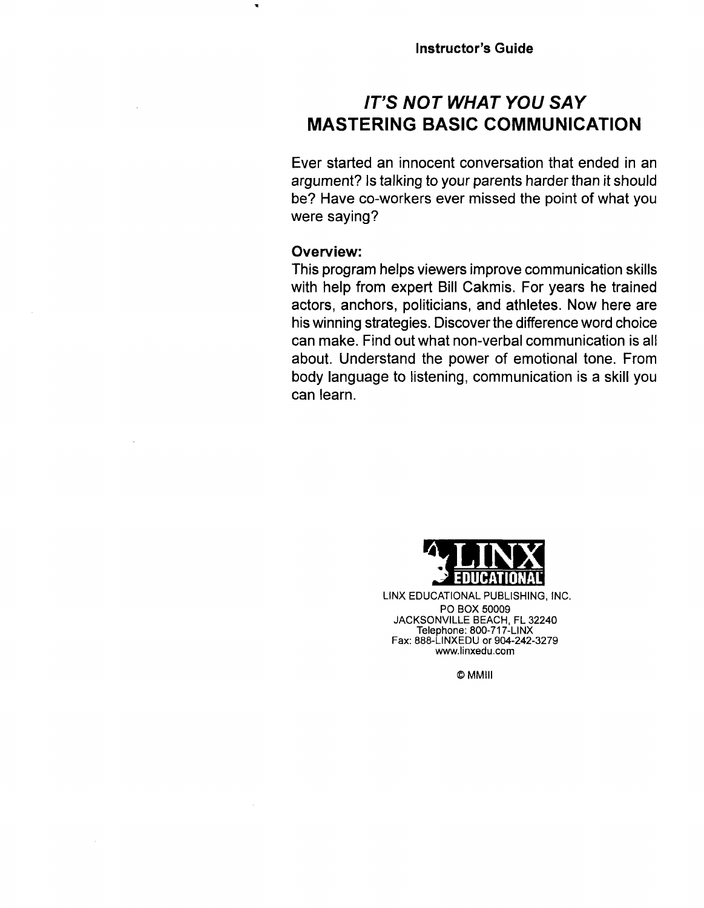Instructor's Guide

# *IT'S NOT WHAT YOU SAY*
# MASTERING BASIC COMMUNICATION

Ever started an innocent conversation that ended in an argument? Is talking to your parents harder than it should be? Have co-workers ever missed the point of what you were saying?

**Overview:**
This program helps viewers improve communication skills with help from expert Bill Cakmis. For years he trained actors, anchors, politicians, and athletes. Now here are his winning strategies. Discover the difference word choice can make. Find out what non-verbal communication is all about. Understand the power of emotional tone. From body language to listening, communication is a skill you can learn.

LINX EDUCATIONAL

LINX EDUCATIONAL PUBLISHING, INC.
PO BOX 50009
JACKSONVILLE BEACH, FL 32240
Telephone: 800-717-LINX
Fax: 888-LINXEDU or 904-242-3279
www.linxedu.com

© MMIII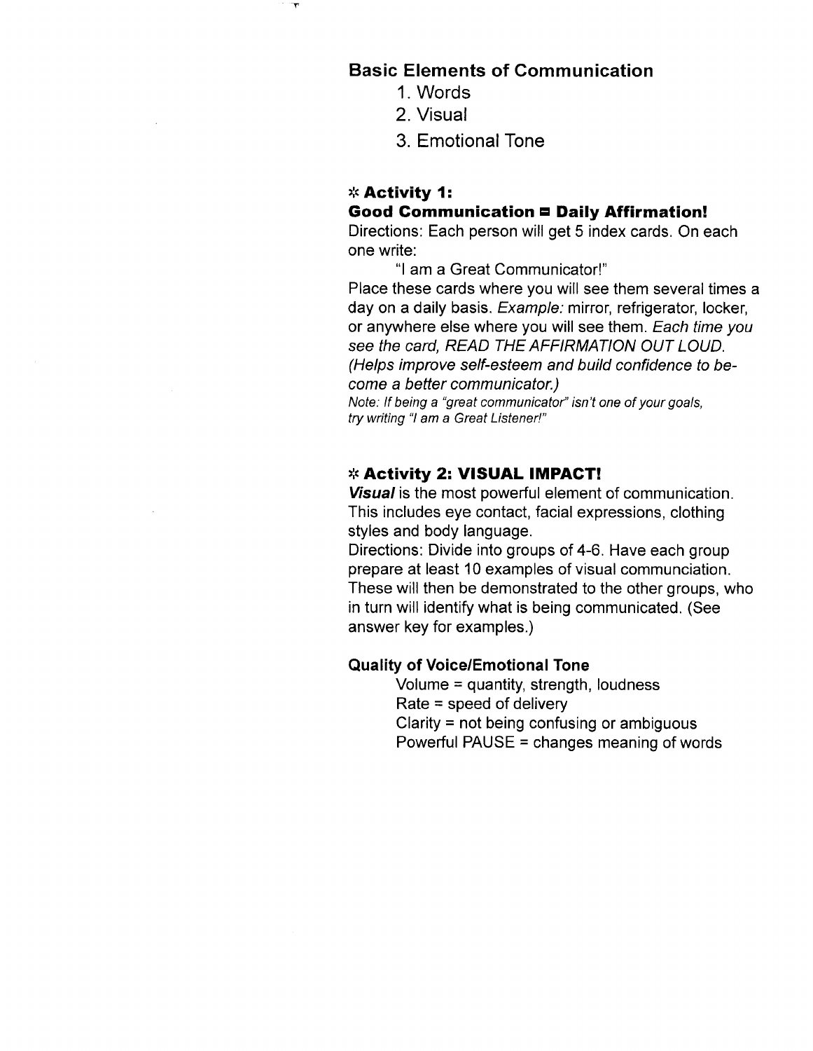## Basic Elements of Communication

1. Words
2. Visual
3. Emotional Tone

### ⁎ Activity 1:
### Good Communication = Daily Affirmation!

Directions: Each person will get 5 index cards. On each one write:

"I am a Great Communicator!"

Place these cards where you will see them several times a day on a daily basis. *Example:* mirror, refrigerator, locker, or anywhere else where you will see them. *Each time you see the card, READ THE AFFIRMATION OUT LOUD. (Helps improve self-esteem and build confidence to become a better communicator.)*

*Note: If being a "great communicator" isn't one of your goals, try writing "I am a Great Listener!"*

### ⁎ Activity 2: VISUAL IMPACT!

***Visual*** is the most powerful element of communication. This includes eye contact, facial expressions, clothing styles and body language.

Directions: Divide into groups of 4-6. Have each group prepare at least 10 examples of visual communciation. These will then be demonstrated to the other groups, who in turn will identify what is being communicated. (See answer key for examples.)

### Quality of Voice/Emotional Tone

Volume = quantity, strength, loudness
Rate = speed of delivery
Clarity = not being confusing or ambiguous
Powerful PAUSE = changes meaning of words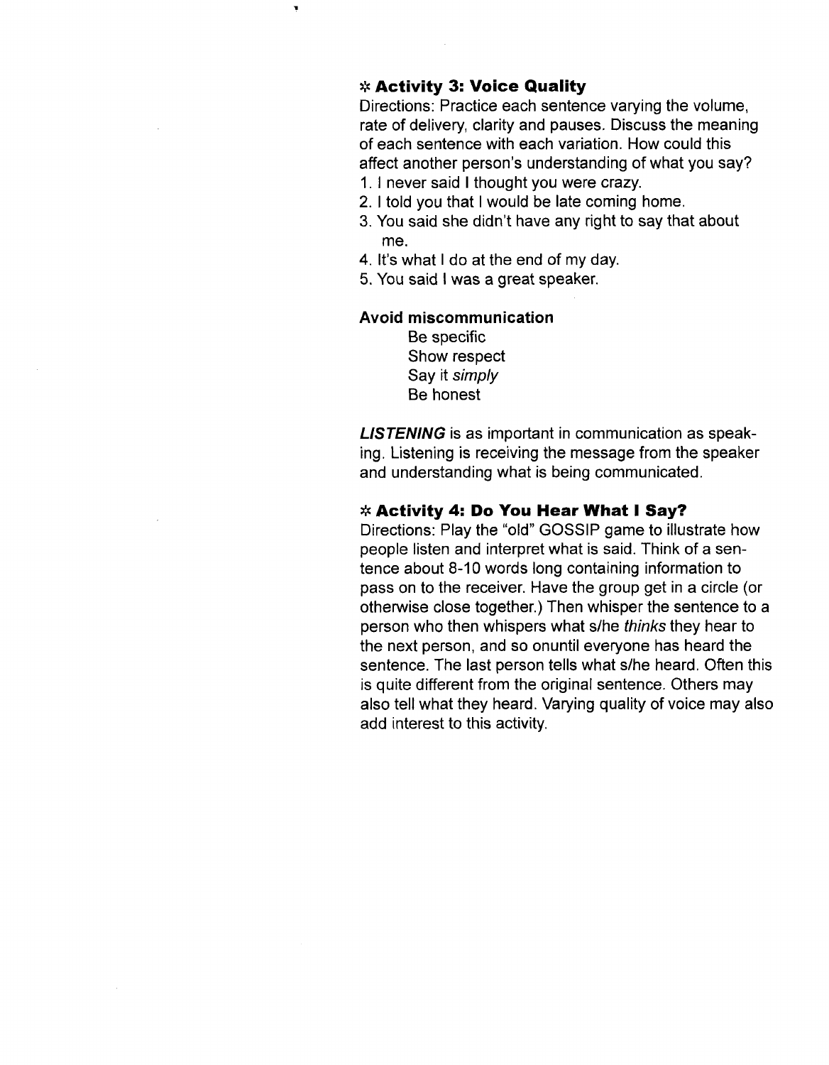### ✲ Activity 3: Voice Quality

Directions: Practice each sentence varying the volume, rate of delivery, clarity and pauses. Discuss the meaning of each sentence with each variation. How could this affect another person's understanding of what you say?

1. I never said I thought you were crazy.
2. I told you that I would be late coming home.
3. You said she didn't have any right to say that about me.
4. It's what I do at the end of my day.
5. You said I was a great speaker.

**Avoid miscommunication**

Be specific
Show respect
Say it *simply*
Be honest

***LISTENING*** is as important in communication as speaking. Listening is receiving the message from the speaker and understanding what is being communicated.

### ✲ Activity 4: Do You Hear What I Say?

Directions: Play the "old" GOSSIP game to illustrate how people listen and interpret what is said. Think of a sentence about 8-10 words long containing information to pass on to the receiver. Have the group get in a circle (or otherwise close together.) Then whisper the sentence to a person who then whispers what s/he *thinks* they hear to the next person, and so onuntil everyone has heard the sentence. The last person tells what s/he heard. Often this is quite different from the original sentence. Others may also tell what they heard. Varying quality of voice may also add interest to this activity.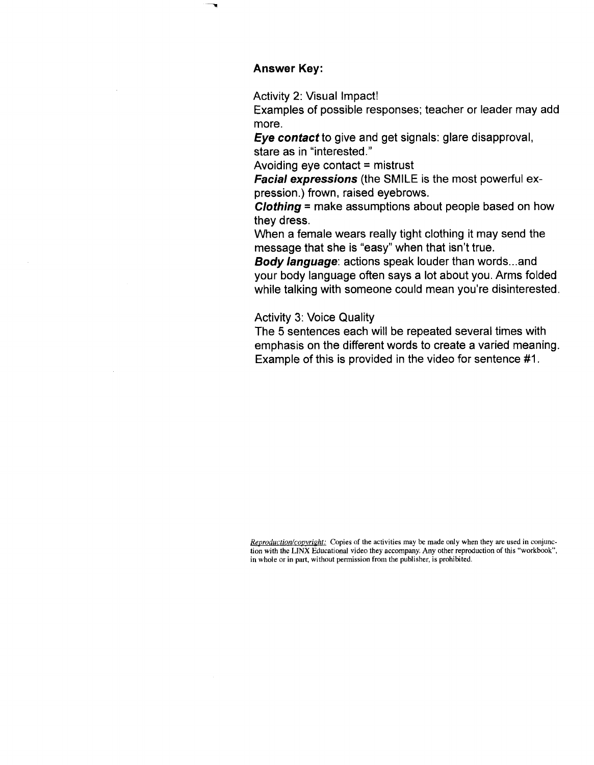**Answer Key:**

Activity 2: Visual Impact!

Examples of possible responses; teacher or leader may add more.

***Eye contact*** to give and get signals: glare disapproval, stare as in "interested."

Avoiding eye contact = mistrust

***Facial expressions*** (the SMILE is the most powerful expression.) frown, raised eyebrows.

***Clothing*** = make assumptions about people based on how they dress.

When a female wears really tight clothing it may send the message that she is "easy" when that isn't true.

***Body language***: actions speak louder than words...and your body language often says a lot about you. Arms folded while talking with someone could mean you're disinterested.

Activity 3: Voice Quality

The 5 sentences each will be repeated several times with emphasis on the different words to create a varied meaning. Example of this is provided in the video for sentence #1.

*Reproduction/copyright:* Copies of the activities may be made only when they are used in conjunction with the LINX Educational video they accompany. Any other reproduction of this "workbook", in whole or in part, without permission from the publisher, is prohibited.